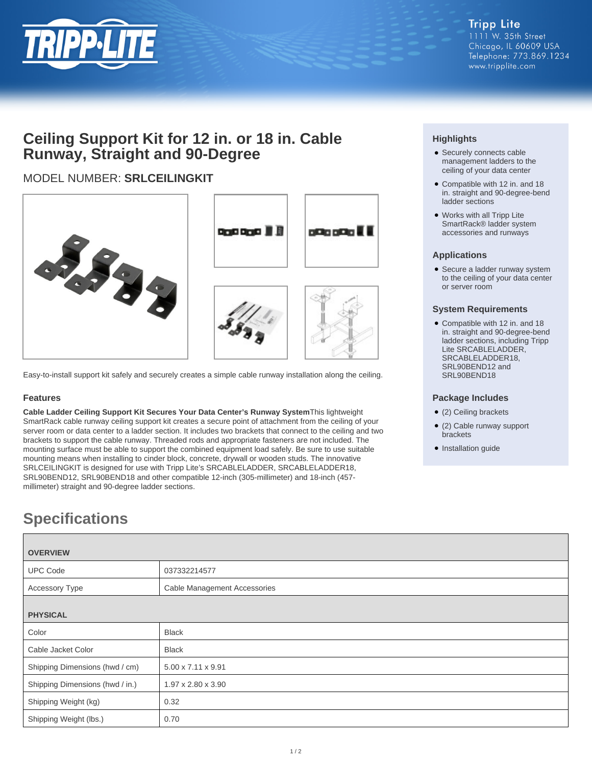Tripp Lite
1111 W. 35th Street
Chicago, IL 60609 USA
Telephone: 773.869.1234
www.tripplite.com

# Ceiling Support Kit for 12 in. or 18 in. Cable Runway, Straight and 90-Degree

## MODEL NUMBER: **SRLCEILINGKIT**

Easy-to-install support kit safely and securely creates a simple cable runway installation along the ceiling.

### Features

**Cable Ladder Ceiling Support Kit Secures Your Data Center's Runway System**This lightweight SmartRack cable runway ceiling support kit creates a secure point of attachment from the ceiling of your server room or data center to a ladder section. It includes two brackets that connect to the ceiling and two brackets to support the cable runway. Threaded rods and appropriate fasteners are not included. The mounting surface must be able to support the combined equipment load safely. Be sure to use suitable mounting means when installing to cinder block, concrete, drywall or wooden studs. The innovative SRLCEILINGKIT is designed for use with Tripp Lite's SRCABLELADDER, SRCABLELADDER18, SRL90BEND12, SRL90BEND18 and other compatible 12-inch (305-millimeter) and 18-inch (457-millimeter) straight and 90-degree ladder sections.

### Highlights

- Securely connects cable management ladders to the ceiling of your data center
- Compatible with 12 in. and 18 in. straight and 90-degree-bend ladder sections
- Works with all Tripp Lite SmartRack® ladder system accessories and runways

### Applications

- Secure a ladder runway system to the ceiling of your data center or server room

### System Requirements

- Compatible with 12 in. and 18 in. straight and 90-degree-bend ladder sections, including Tripp Lite SRCABLELADDER, SRCABLELADDER18, SRL90BEND12 and SRL90BEND18

### Package Includes

- (2) Ceiling brackets
- (2) Cable runway support brackets
- Installation guide

## Specifications

| OVERVIEW | |
|---|---|
| UPC Code | 037332214577 |
| Accessory Type | Cable Management Accessories |
| **PHYSICAL** | |
| Color | Black |
| Cable Jacket Color | Black |
| Shipping Dimensions (hwd / cm) | 5.00 x 7.11 x 9.91 |
| Shipping Dimensions (hwd / in.) | 1.97 x 2.80 x 3.90 |
| Shipping Weight (kg) | 0.32 |
| Shipping Weight (lbs.) | 0.70 |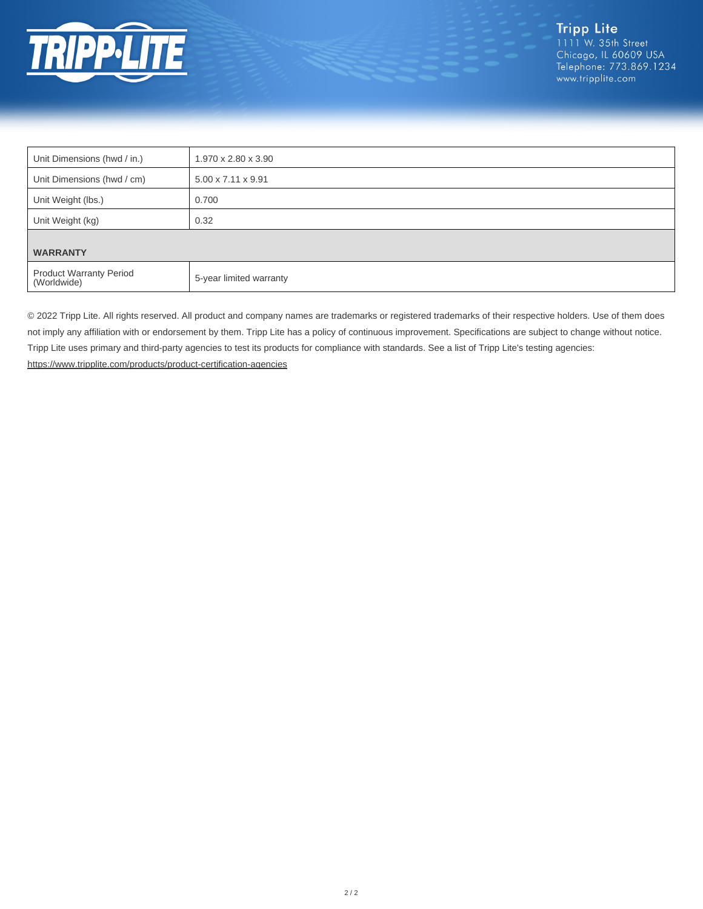| | |
| --- | --- |
| Unit Dimensions (hwd / in.) | 1.970 x 2.80 x 3.90 |
| Unit Dimensions (hwd / cm) | 5.00 x 7.11 x 9.91 |
| Unit Weight (lbs.) | 0.700 |
| Unit Weight (kg) | 0.32 |
| **WARRANTY** | |
| Product Warranty Period (Worldwide) | 5-year limited warranty |

© 2022 Tripp Lite. All rights reserved. All product and company names are trademarks or registered trademarks of their respective holders. Use of them does not imply any affiliation with or endorsement by them. Tripp Lite has a policy of continuous improvement. Specifications are subject to change without notice. Tripp Lite uses primary and third-party agencies to test its products for compliance with standards. See a list of Tripp Lite's testing agencies: https://www.tripplite.com/products/product-certification-agencies